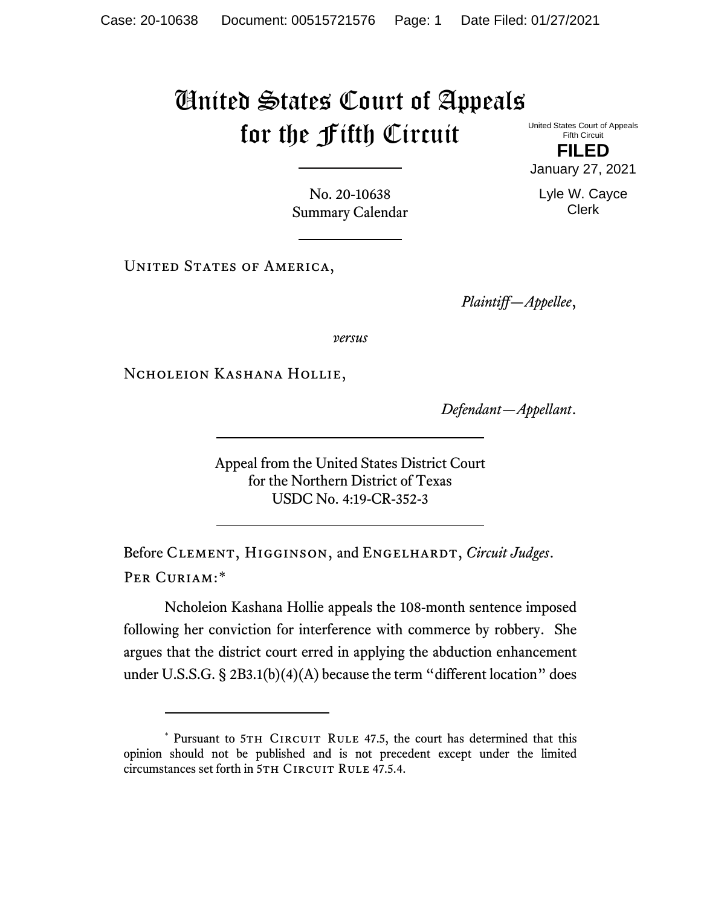# United States Court of Appeals for the Fifth Circuit

United States Court of Appeals
Fifth Circuit

**FILED**

January 27, 2021

Lyle W. Cayce
Clerk

No. 20-10638
Summary Calendar

---

United States of America,

*Plaintiff—Appellee*,

*versus*

Ncholeion Kashana Hollie,

*Defendant—Appellant*.

---

Appeal from the United States District Court
for the Northern District of Texas
USDC No. 4:19-CR-352-3

---

Before Clement, Higginson, and Engelhardt, *Circuit Judges*.

Per Curiam:*

Ncholeion Kashana Hollie appeals the 108-month sentence imposed following her conviction for interference with commerce by robbery. She argues that the district court erred in applying the abduction enhancement under U.S.S.G. § 2B3.1(b)(4)(A) because the term "different location" does

---

* Pursuant to 5th Circuit Rule 47.5, the court has determined that this opinion should not be published and is not precedent except under the limited circumstances set forth in 5th Circuit Rule 47.5.4.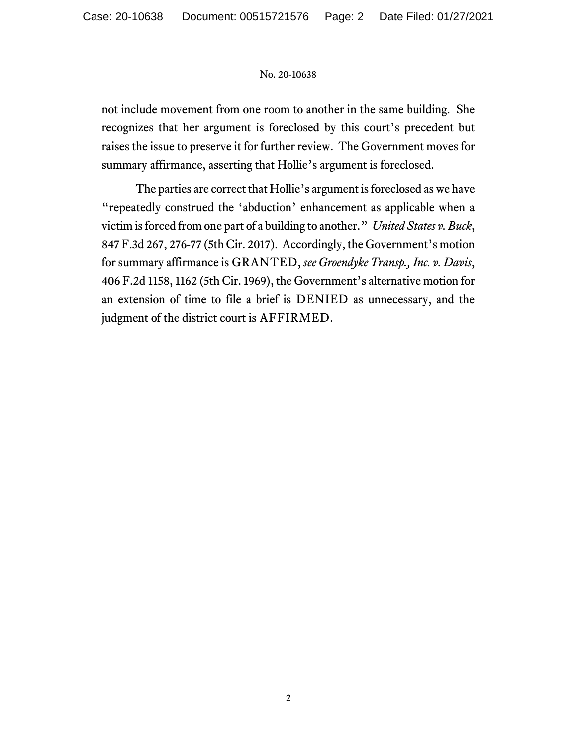not include movement from one room to another in the same building. She recognizes that her argument is foreclosed by this court's precedent but raises the issue to preserve it for further review. The Government moves for summary affirmance, asserting that Hollie's argument is foreclosed.

The parties are correct that Hollie's argument is foreclosed as we have "repeatedly construed the 'abduction' enhancement as applicable when a victim is forced from one part of a building to another." *United States v. Buck*, 847 F.3d 267, 276-77 (5th Cir. 2017). Accordingly, the Government's motion for summary affirmance is GRANTED, *see Groendyke Transp., Inc. v. Davis*, 406 F.2d 1158, 1162 (5th Cir. 1969), the Government's alternative motion for an extension of time to file a brief is DENIED as unnecessary, and the judgment of the district court is AFFIRMED.